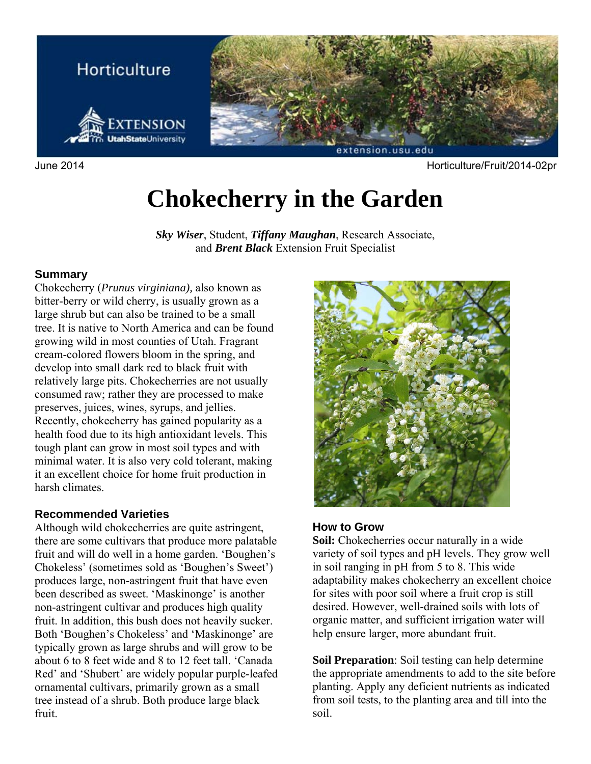June 2014

Horticulture/Fruit/2014-02pr

# Chokecherry in the Garden

***Sky Wiser***, Student, ***Tiffany Maughan***, Research Associate, and ***Brent Black*** Extension Fruit Specialist

## Summary

Chokecherry (*Prunus virginiana),* also known as bitter-berry or wild cherry, is usually grown as a large shrub but can also be trained to be a small tree. It is native to North America and can be found growing wild in most counties of Utah. Fragrant cream-colored flowers bloom in the spring, and develop into small dark red to black fruit with relatively large pits. Chokecherries are not usually consumed raw; rather they are processed to make preserves, juices, wines, syrups, and jellies. Recently, chokecherry has gained popularity as a health food due to its high antioxidant levels. This tough plant can grow in most soil types and with minimal water. It is also very cold tolerant, making it an excellent choice for home fruit production in harsh climates.

## Recommended Varieties

Although wild chokecherries are quite astringent, there are some cultivars that produce more palatable fruit and will do well in a home garden. 'Boughen's Chokeless' (sometimes sold as 'Boughen's Sweet') produces large, non-astringent fruit that have even been described as sweet. 'Maskinonge' is another non-astringent cultivar and produces high quality fruit. In addition, this bush does not heavily sucker. Both 'Boughen's Chokeless' and 'Maskinonge' are typically grown as large shrubs and will grow to be about 6 to 8 feet wide and 8 to 12 feet tall. 'Canada Red' and 'Shubert' are widely popular purple-leafed ornamental cultivars, primarily grown as a small tree instead of a shrub. Both produce large black fruit.

## How to Grow

**Soil:** Chokecherries occur naturally in a wide variety of soil types and pH levels. They grow well in soil ranging in pH from 5 to 8. This wide adaptability makes chokecherry an excellent choice for sites with poor soil where a fruit crop is still desired. However, well-drained soils with lots of organic matter, and sufficient irrigation water will help ensure larger, more abundant fruit.

**Soil Preparation**: Soil testing can help determine the appropriate amendments to add to the site before planting. Apply any deficient nutrients as indicated from soil tests, to the planting area and till into the soil.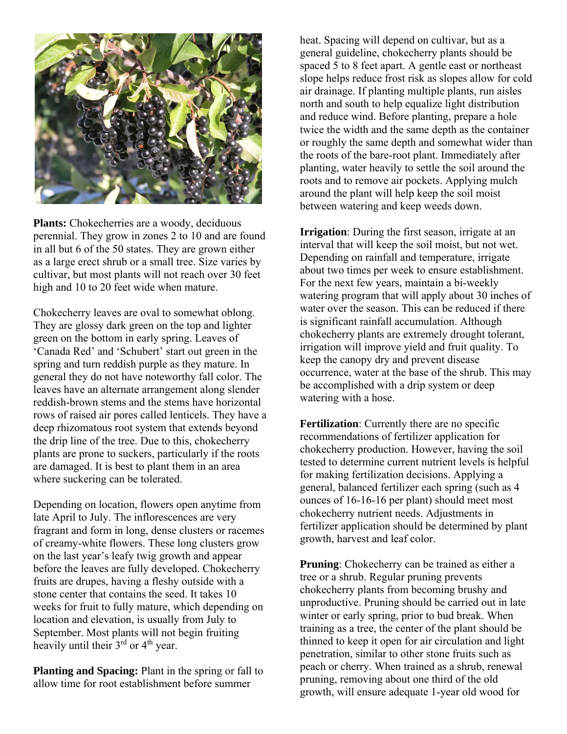**Plants:** Chokecherries are a woody, deciduous perennial. They grow in zones 2 to 10 and are found in all but 6 of the 50 states. They are grown either as a large erect shrub or a small tree. Size varies by cultivar, but most plants will not reach over 30 feet high and 10 to 20 feet wide when mature.

Chokecherry leaves are oval to somewhat oblong. They are glossy dark green on the top and lighter green on the bottom in early spring. Leaves of 'Canada Red' and 'Schubert' start out green in the spring and turn reddish purple as they mature. In general they do not have noteworthy fall color. The leaves have an alternate arrangement along slender reddish-brown stems and the stems have horizontal rows of raised air pores called lenticels. They have a deep rhizomatous root system that extends beyond the drip line of the tree. Due to this, chokecherry plants are prone to suckers, particularly if the roots are damaged. It is best to plant them in an area where suckering can be tolerated.

Depending on location, flowers open anytime from late April to July. The inflorescences are very fragrant and form in long, dense clusters or racemes of creamy-white flowers. These long clusters grow on the last year's leafy twig growth and appear before the leaves are fully developed. Chokecherry fruits are drupes, having a fleshy outside with a stone center that contains the seed. It takes 10 weeks for fruit to fully mature, which depending on location and elevation, is usually from July to September. Most plants will not begin fruiting heavily until their 3rd or 4th year.

**Planting and Spacing:** Plant in the spring or fall to allow time for root establishment before summer heat. Spacing will depend on cultivar, but as a general guideline, chokecherry plants should be spaced 5 to 8 feet apart. A gentle east or northeast slope helps reduce frost risk as slopes allow for cold air drainage. If planting multiple plants, run aisles north and south to help equalize light distribution and reduce wind. Before planting, prepare a hole twice the width and the same depth as the container or roughly the same depth and somewhat wider than the roots of the bare-root plant. Immediately after planting, water heavily to settle the soil around the roots and to remove air pockets. Applying mulch around the plant will help keep the soil moist between watering and keep weeds down.

**Irrigation**: During the first season, irrigate at an interval that will keep the soil moist, but not wet. Depending on rainfall and temperature, irrigate about two times per week to ensure establishment. For the next few years, maintain a bi-weekly watering program that will apply about 30 inches of water over the season. This can be reduced if there is significant rainfall accumulation. Although chokecherry plants are extremely drought tolerant, irrigation will improve yield and fruit quality. To keep the canopy dry and prevent disease occurrence, water at the base of the shrub. This may be accomplished with a drip system or deep watering with a hose.

**Fertilization**: Currently there are no specific recommendations of fertilizer application for chokecherry production. However, having the soil tested to determine current nutrient levels is helpful for making fertilization decisions. Applying a general, balanced fertilizer each spring (such as 4 ounces of 16-16-16 per plant) should meet most chokecherry nutrient needs. Adjustments in fertilizer application should be determined by plant growth, harvest and leaf color.

**Pruning**: Chokecherry can be trained as either a tree or a shrub. Regular pruning prevents chokecherry plants from becoming brushy and unproductive. Pruning should be carried out in late winter or early spring, prior to bud break. When training as a tree, the center of the plant should be thinned to keep it open for air circulation and light penetration, similar to other stone fruits such as peach or cherry. When trained as a shrub, renewal pruning, removing about one third of the old growth, will ensure adequate 1-year old wood for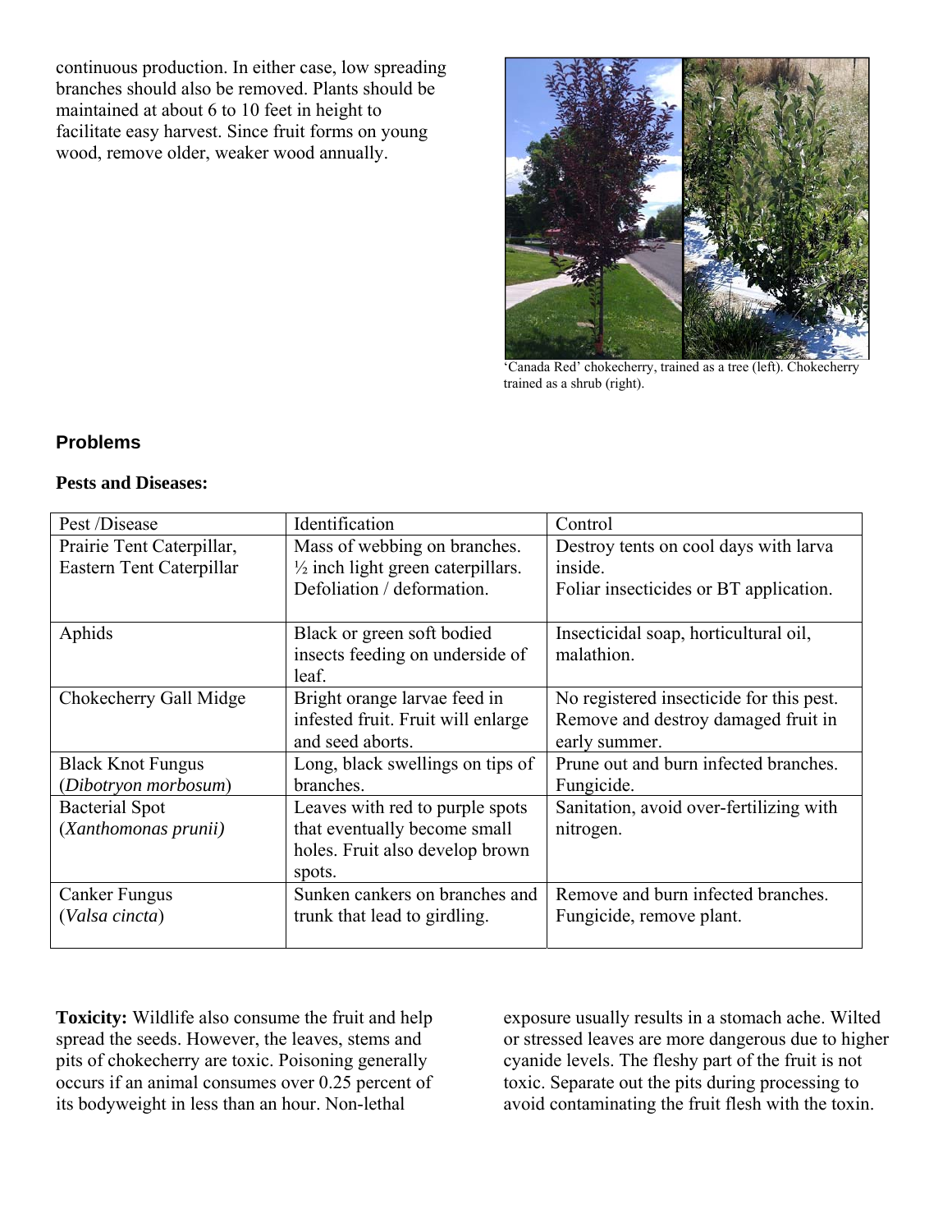continuous production. In either case, low spreading branches should also be removed. Plants should be maintained at about 6 to 10 feet in height to facilitate easy harvest. Since fruit forms on young wood, remove older, weaker wood annually.

'Canada Red' chokecherry, trained as a tree (left). Chokecherry trained as a shrub (right).

## Problems

**Pests and Diseases:**

| Pest /Disease | Identification | Control |
|---|---|---|
| Prairie Tent Caterpillar, Eastern Tent Caterpillar | Mass of webbing on branches. ½ inch light green caterpillars. Defoliation / deformation. | Destroy tents on cool days with larva inside. Foliar insecticides or BT application. |
| Aphids | Black or green soft bodied insects feeding on underside of leaf. | Insecticidal soap, horticultural oil, malathion. |
| Chokecherry Gall Midge | Bright orange larvae feed in infested fruit. Fruit will enlarge and seed aborts. | No registered insecticide for this pest. Remove and destroy damaged fruit in early summer. |
| Black Knot Fungus (*Dibotryon morbosum*) | Long, black swellings on tips of branches. | Prune out and burn infected branches. Fungicide. |
| Bacterial Spot (*Xanthomonas prunii)* | Leaves with red to purple spots that eventually become small holes. Fruit also develop brown spots. | Sanitation, avoid over-fertilizing with nitrogen. |
| Canker Fungus (*Valsa cincta*) | Sunken cankers on branches and trunk that lead to girdling. | Remove and burn infected branches. Fungicide, remove plant. |

**Toxicity:** Wildlife also consume the fruit and help spread the seeds. However, the leaves, stems and pits of chokecherry are toxic. Poisoning generally occurs if an animal consumes over 0.25 percent of its bodyweight in less than an hour. Non-lethal exposure usually results in a stomach ache. Wilted or stressed leaves are more dangerous due to higher cyanide levels. The fleshy part of the fruit is not toxic. Separate out the pits during processing to avoid contaminating the fruit flesh with the toxin.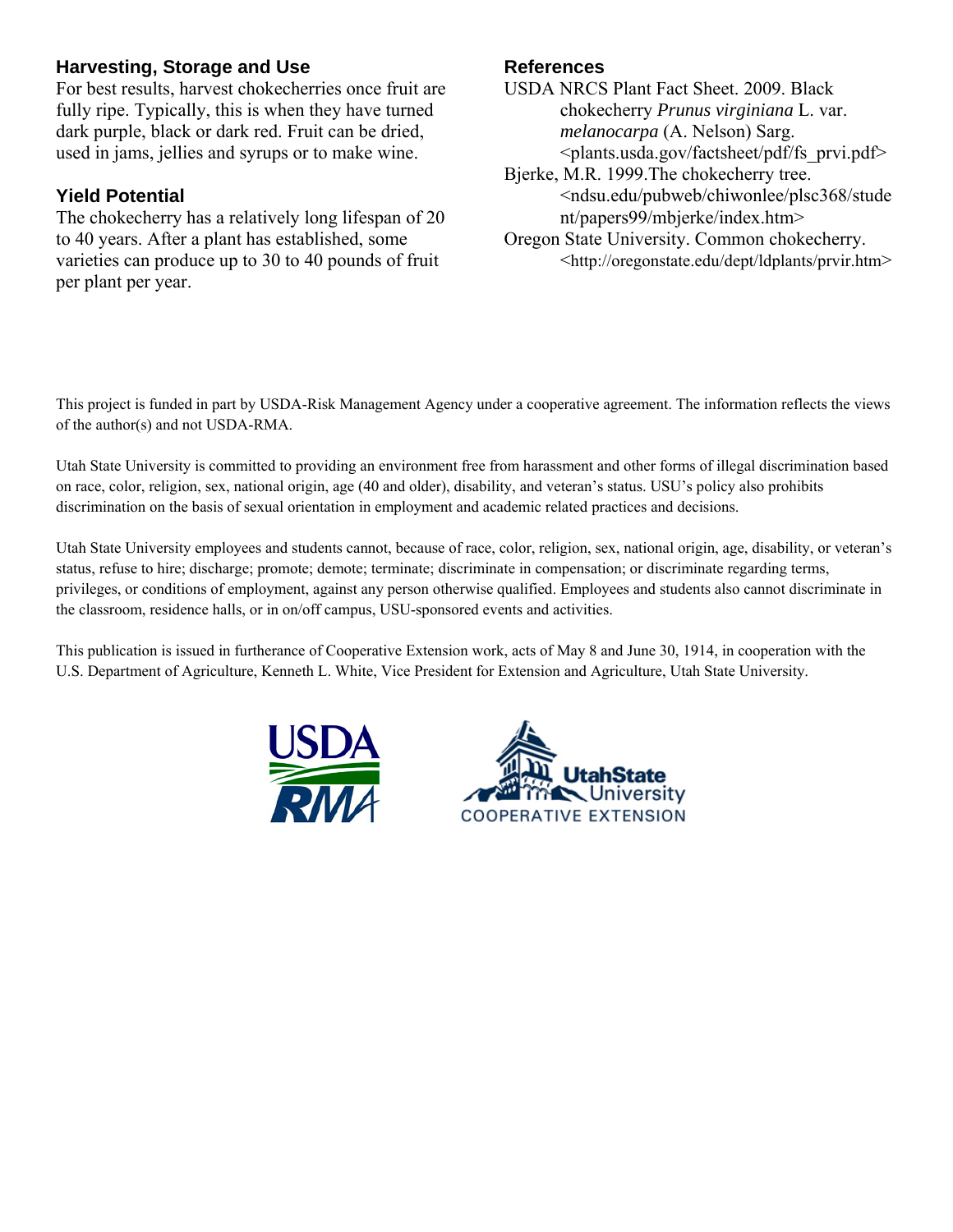## Harvesting, Storage and Use

For best results, harvest chokecherries once fruit are fully ripe. Typically, this is when they have turned dark purple, black or dark red. Fruit can be dried, used in jams, jellies and syrups or to make wine.

## Yield Potential

The chokecherry has a relatively long lifespan of 20 to 40 years. After a plant has established, some varieties can produce up to 30 to 40 pounds of fruit per plant per year.

## References

USDA NRCS Plant Fact Sheet. 2009. Black chokecherry *Prunus virginiana* L. var. *melanocarpa* (A. Nelson) Sarg. <plants.usda.gov/factsheet/pdf/fs_prvi.pdf>

Bjerke, M.R. 1999.The chokecherry tree. <ndsu.edu/pubweb/chiwonlee/plsc368/student/papers99/mbjerke/index.htm>

Oregon State University. Common chokecherry. <http://oregonstate.edu/dept/ldplants/prvir.htm>

This project is funded in part by USDA-Risk Management Agency under a cooperative agreement. The information reflects the views of the author(s) and not USDA-RMA.

Utah State University is committed to providing an environment free from harassment and other forms of illegal discrimination based on race, color, religion, sex, national origin, age (40 and older), disability, and veteran's status. USU's policy also prohibits discrimination on the basis of sexual orientation in employment and academic related practices and decisions.

Utah State University employees and students cannot, because of race, color, religion, sex, national origin, age, disability, or veteran's status, refuse to hire; discharge; promote; demote; terminate; discriminate in compensation; or discriminate regarding terms, privileges, or conditions of employment, against any person otherwise qualified. Employees and students also cannot discriminate in the classroom, residence halls, or in on/off campus, USU-sponsored events and activities.

This publication is issued in furtherance of Cooperative Extension work, acts of May 8 and June 30, 1914, in cooperation with the U.S. Department of Agriculture, Kenneth L. White, Vice President for Extension and Agriculture, Utah State University.

USDA RMA

UtahState University COOPERATIVE EXTENSION